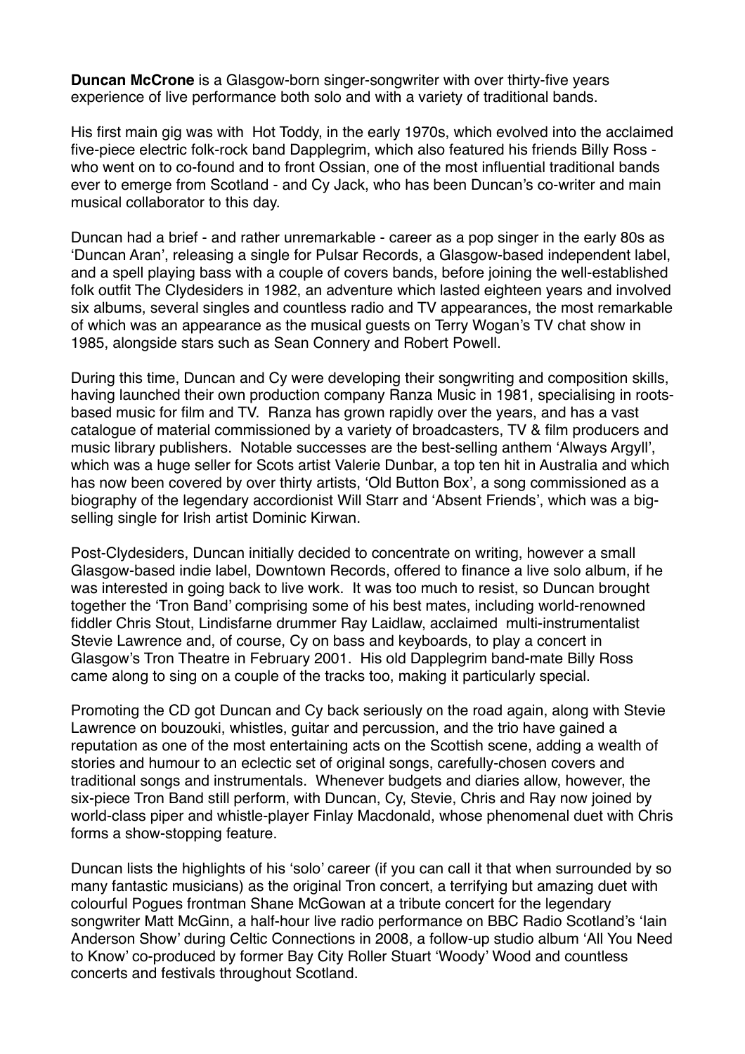**Duncan McCrone** is a Glasgow-born singer-songwriter with over thirty-five years experience of live performance both solo and with a variety of traditional bands.

His first main gig was with Hot Toddy, in the early 1970s, which evolved into the acclaimed five-piece electric folk-rock band Dapplegrim, which also featured his friends Billy Ross - who went on to co-found and to front Ossian, one of the most influential traditional bands ever to emerge from Scotland - and Cy Jack, who has been Duncan's co-writer and main musical collaborator to this day.

Duncan had a brief - and rather unremarkable - career as a pop singer in the early 80s as 'Duncan Aran', releasing a single for Pulsar Records, a Glasgow-based independent label, and a spell playing bass with a couple of covers bands, before joining the well-established folk outfit The Clydesiders in 1982, an adventure which lasted eighteen years and involved six albums, several singles and countless radio and TV appearances, the most remarkable of which was an appearance as the musical guests on Terry Wogan's TV chat show in 1985, alongside stars such as Sean Connery and Robert Powell.

During this time, Duncan and Cy were developing their songwriting and composition skills, having launched their own production company Ranza Music in 1981, specialising in roots-based music for film and TV. Ranza has grown rapidly over the years, and has a vast catalogue of material commissioned by a variety of broadcasters, TV & film producers and music library publishers. Notable successes are the best-selling anthem 'Always Argyll', which was a huge seller for Scots artist Valerie Dunbar, a top ten hit in Australia and which has now been covered by over thirty artists, 'Old Button Box', a song commissioned as a biography of the legendary accordionist Will Starr and 'Absent Friends', which was a big-selling single for Irish artist Dominic Kirwan.

Post-Clydesiders, Duncan initially decided to concentrate on writing, however a small Glasgow-based indie label, Downtown Records, offered to finance a live solo album, if he was interested in going back to live work. It was too much to resist, so Duncan brought together the 'Tron Band' comprising some of his best mates, including world-renowned fiddler Chris Stout, Lindisfarne drummer Ray Laidlaw, acclaimed multi-instrumentalist Stevie Lawrence and, of course, Cy on bass and keyboards, to play a concert in Glasgow's Tron Theatre in February 2001. His old Dapplegrim band-mate Billy Ross came along to sing on a couple of the tracks too, making it particularly special.

Promoting the CD got Duncan and Cy back seriously on the road again, along with Stevie Lawrence on bouzouki, whistles, guitar and percussion, and the trio have gained a reputation as one of the most entertaining acts on the Scottish scene, adding a wealth of stories and humour to an eclectic set of original songs, carefully-chosen covers and traditional songs and instrumentals. Whenever budgets and diaries allow, however, the six-piece Tron Band still perform, with Duncan, Cy, Stevie, Chris and Ray now joined by world-class piper and whistle-player Finlay Macdonald, whose phenomenal duet with Chris forms a show-stopping feature.

Duncan lists the highlights of his 'solo' career (if you can call it that when surrounded by so many fantastic musicians) as the original Tron concert, a terrifying but amazing duet with colourful Pogues frontman Shane McGowan at a tribute concert for the legendary songwriter Matt McGinn, a half-hour live radio performance on BBC Radio Scotland's 'Iain Anderson Show' during Celtic Connections in 2008, a follow-up studio album 'All You Need to Know' co-produced by former Bay City Roller Stuart 'Woody' Wood and countless concerts and festivals throughout Scotland.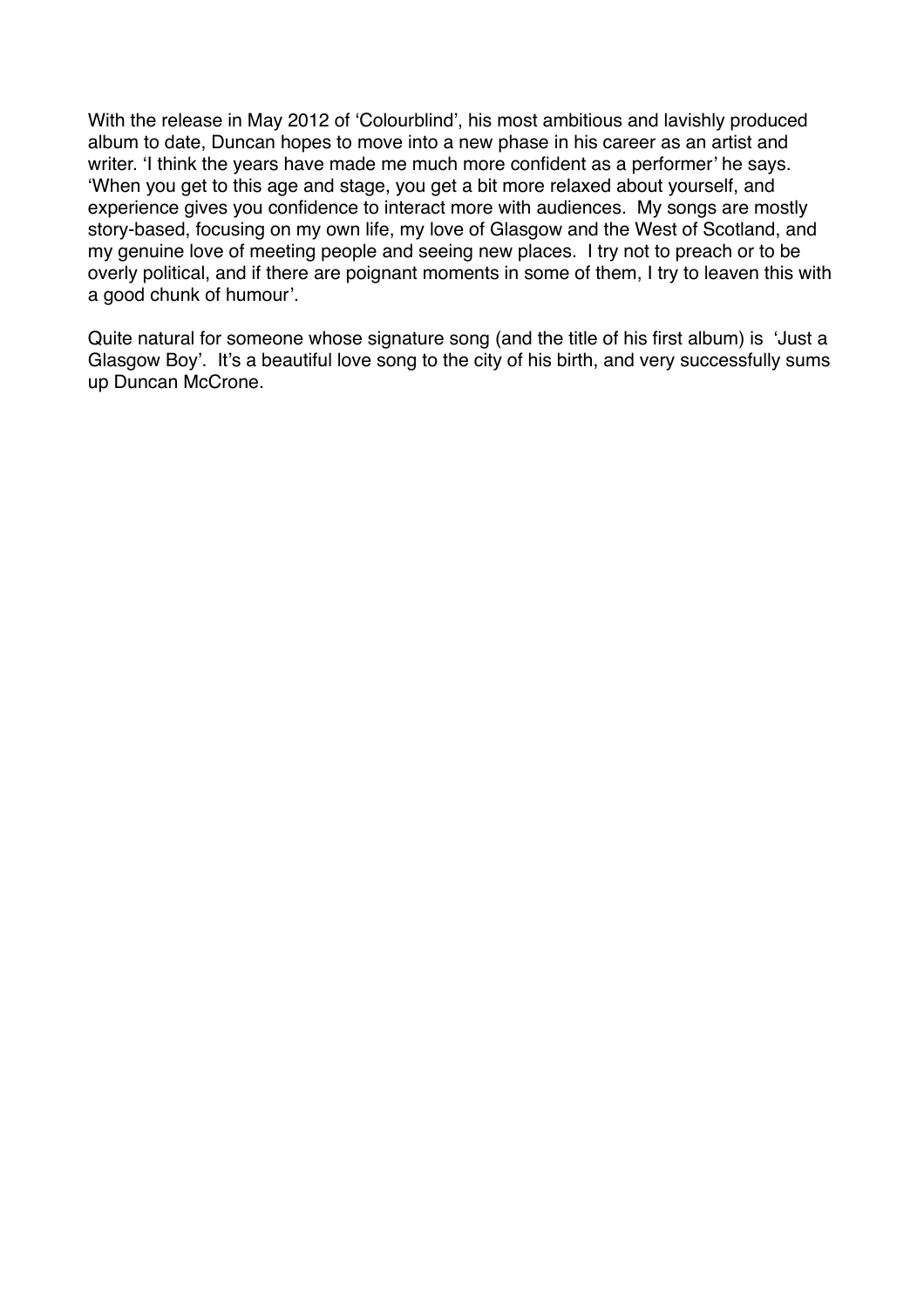With the release in May 2012 of 'Colourblind', his most ambitious and lavishly produced album to date, Duncan hopes to move into a new phase in his career as an artist and writer. 'I think the years have made me much more confident as a performer' he says. 'When you get to this age and stage, you get a bit more relaxed about yourself, and experience gives you confidence to interact more with audiences. My songs are mostly story-based, focusing on my own life, my love of Glasgow and the West of Scotland, and my genuine love of meeting people and seeing new places. I try not to preach or to be overly political, and if there are poignant moments in some of them, I try to leaven this with a good chunk of humour'.

Quite natural for someone whose signature song (and the title of his first album) is 'Just a Glasgow Boy'. It's a beautiful love song to the city of his birth, and very successfully sums up Duncan McCrone.